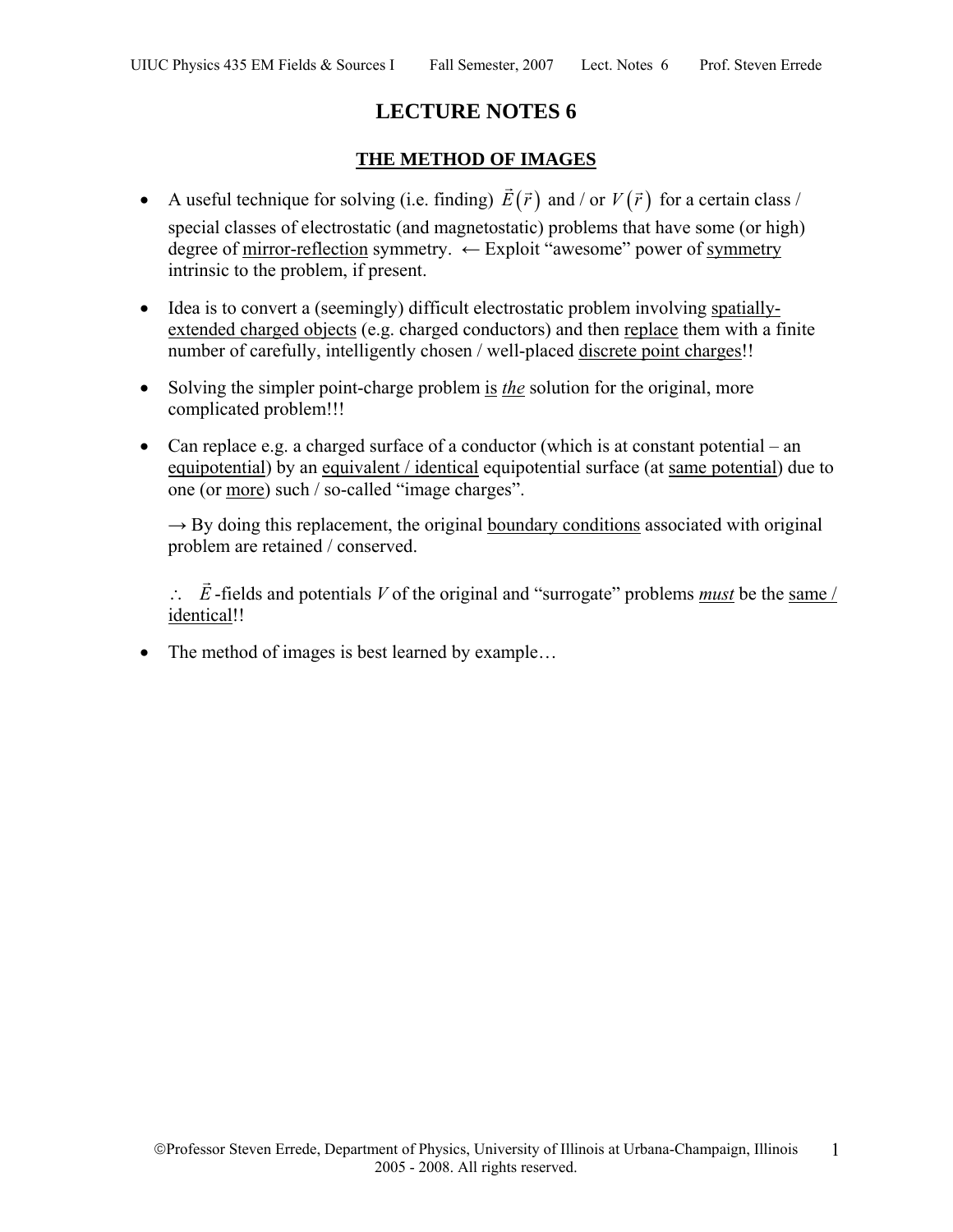# LECTURE NOTES 6

## THE METHOD OF IMAGES

- A useful technique for solving (i.e. finding) $\vec{E}(\vec{r})$ and / or $V(\vec{r})$ for a certain class / special classes of electrostatic (and magnetostatic) problems that have some (or high) degree of mirror-reflection symmetry. ← Exploit "awesome" power of symmetry intrinsic to the problem, if present.

- Idea is to convert a (seemingly) difficult electrostatic problem involving spatially-extended charged objects (e.g. charged conductors) and then replace them with a finite number of carefully, intelligently chosen / well-placed discrete point charges!!

- Solving the simpler point-charge problem is ***the*** solution for the original, more complicated problem!!!

- Can replace e.g. a charged surface of a conductor (which is at constant potential – an equipotential) by an equivalent / identical equipotential surface (at same potential) due to one (or more) such / so-called "image charges".

  → By doing this replacement, the original boundary conditions associated with original problem are retained / conserved.

  $\therefore$ $\vec{E}$-fields and potentials $V$ of the original and "surrogate" problems ***must*** be the same / identical!!

- The method of images is best learned by example…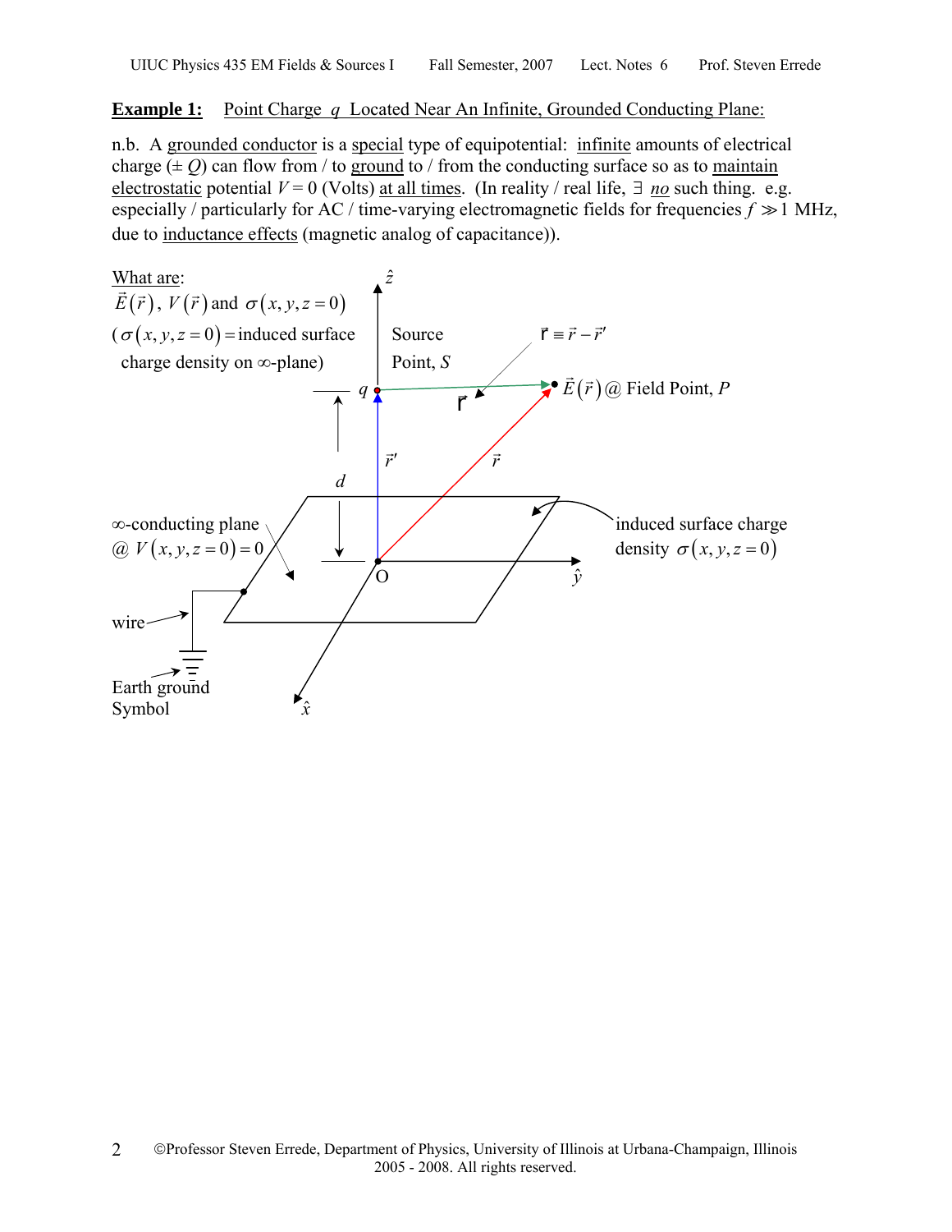**Example 1:** Point Charge $q$ Located Near An Infinite, Grounded Conducting Plane:

n.b. A grounded conductor is a special type of equipotential: infinite amounts of electrical charge ($\pm Q$) can flow from / to ground to / from the conducting surface so as to maintain electrostatic potential $V = 0$ (Volts) at all times. (In reality / real life, $\exists$ *no* such thing. e.g. especially / particularly for AC / time-varying electromagnetic fields for frequencies $f \gg 1$ MHz, due to inductance effects (magnetic analog of capacitance)).

What are:
$\vec{E}(\vec{r})$, $V(\vec{r})$ and $\sigma(x, y, z = 0)$
($\sigma(x, y, z = 0) =$ induced surface charge density on $\infty$-plane)

Source Point, $S$

$\boldsymbol{\mathfrak{r}} \equiv \vec{r} - \vec{r}'$

$\vec{E}(\vec{r})$ @ Field Point, $P$

$\infty$-conducting plane @ $V(x, y, z = 0) = 0$

induced surface charge density $\sigma(x, y, z = 0)$

wire

Earth ground Symbol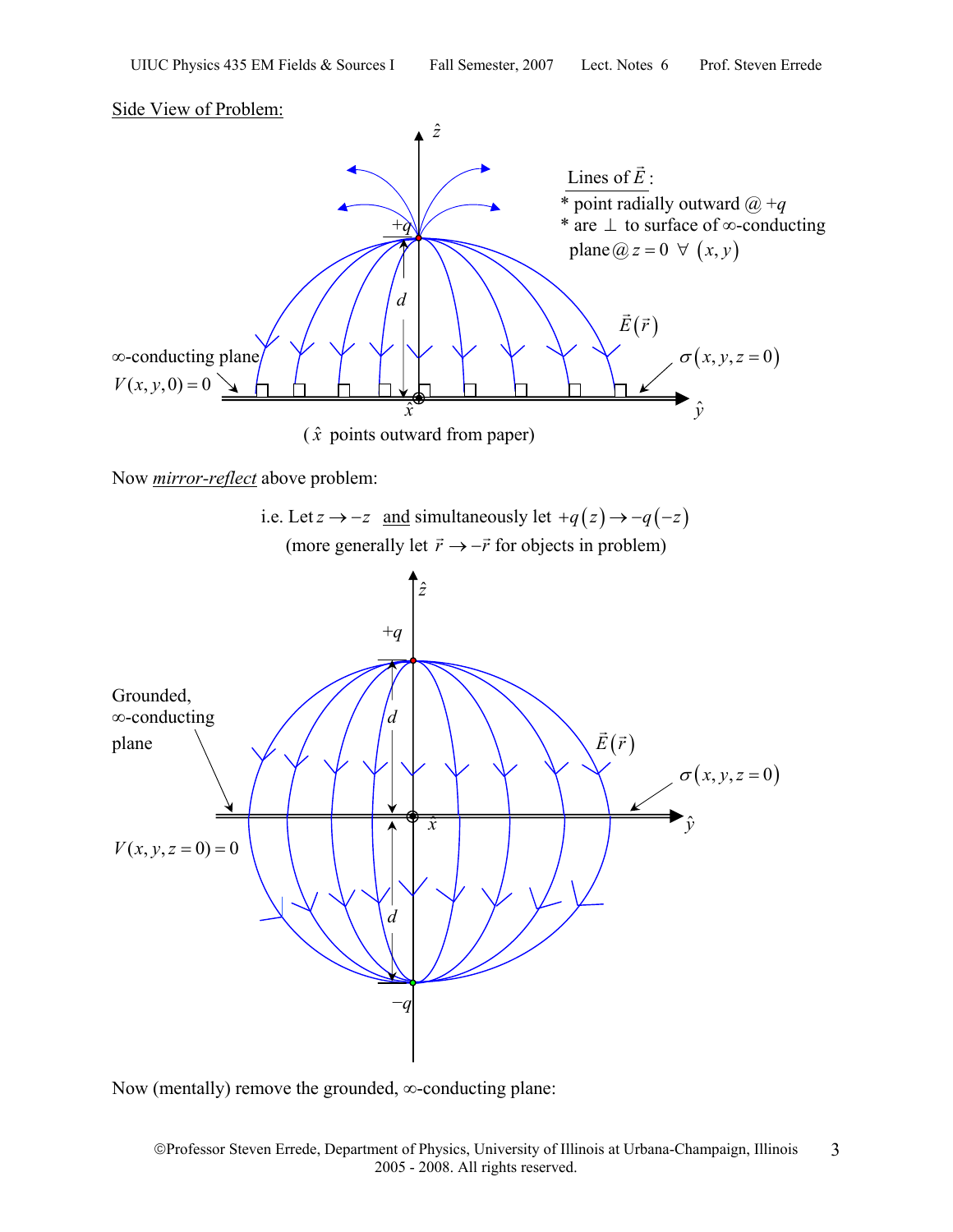Side View of Problem:

Lines of $\vec{E}$:

* point radially outward @ $+q$
* are $\perp$ to surface of $\infty$-conducting plane @ $z = 0$ $\forall$ $(x, y)$

$\infty$-conducting plane $V(x, y, 0) = 0$

$\sigma(x, y, z = 0)$

($\hat{x}$ points outward from paper)

Now *mirror-reflect* above problem:

i.e. Let $z \to -z$ and simultaneously let $+q(z) \to -q(-z)$
(more generally let $\vec{r} \to -\vec{r}$ for objects in problem)

Grounded, $\infty$-conducting plane

$V(x, y, z = 0) = 0$

$\sigma(x, y, z = 0)$

Now (mentally) remove the grounded, $\infty$-conducting plane: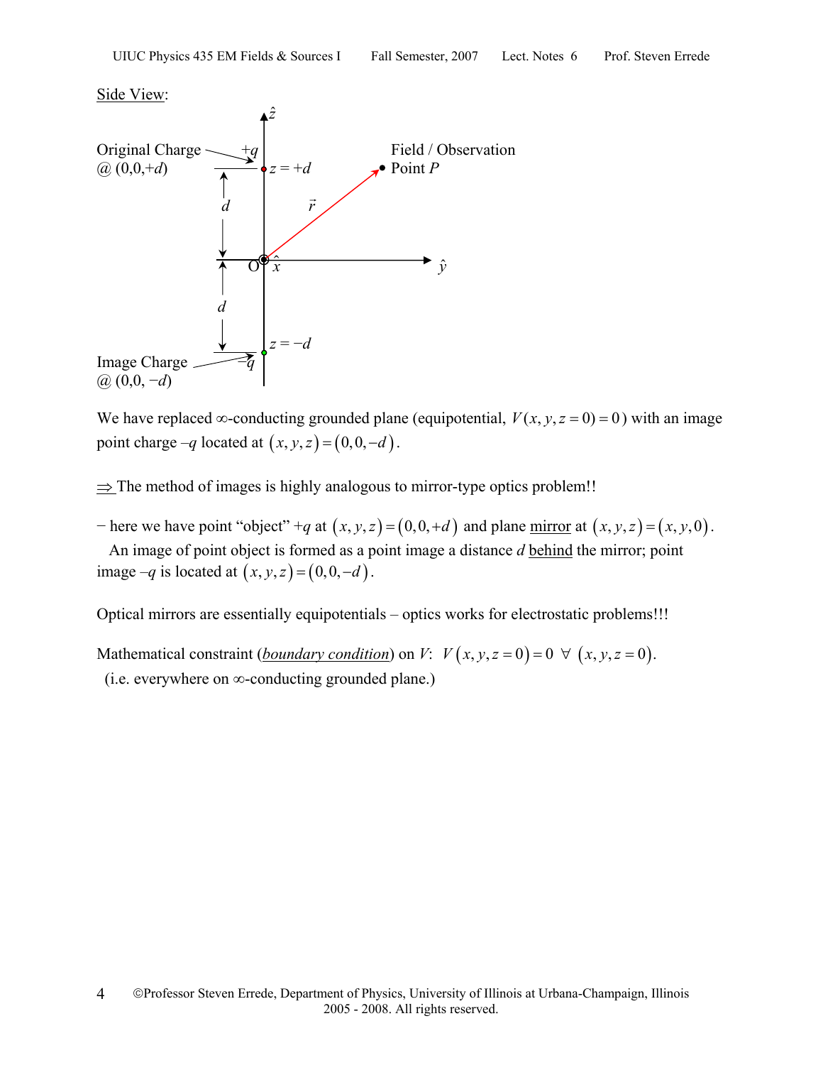Side View:

We have replaced ∞-conducting grounded plane (equipotential, $V(x, y, z = 0) = 0$) with an image point charge $-q$ located at $(x, y, z) = (0, 0, -d)$.

⇒ The method of images is highly analogous to mirror-type optics problem!!

− here we have point "object" $+q$ at $(x, y, z) = (0, 0, +d)$ and plane mirror at $(x, y, z) = (x, y, 0)$.
An image of point object is formed as a point image a distance $d$ behind the mirror; point image $-q$ is located at $(x, y, z) = (0, 0, -d)$.

Optical mirrors are essentially equipotentials – optics works for electrostatic problems!!!

Mathematical constraint (*boundary condition*) on $V$: $V(x, y, z = 0) = 0 \;\; \forall \;\; (x, y, z = 0)$.
(i.e. everywhere on ∞-conducting grounded plane.)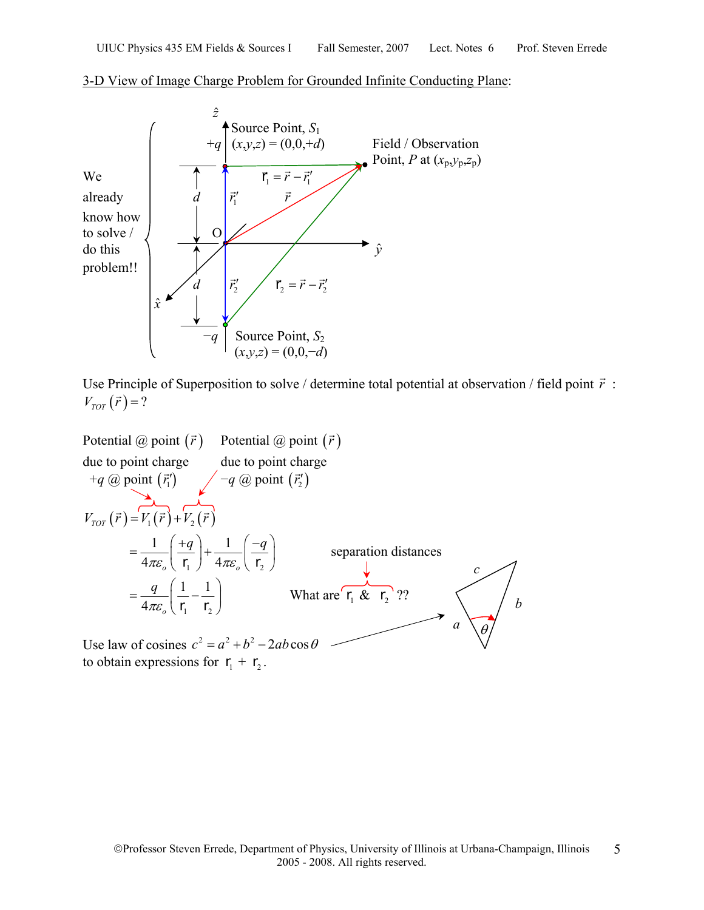3-D View of Image Charge Problem for Grounded Infinite Conducting Plane:

We already know how to solve / do this problem!!

Source Point, $S_1$ $+q$ $(x,y,z) = (0,0,+d)$

Field / Observation Point, $P$ at $(x_p,y_p,z_p)$

$\mathfrak{r}_1 = \vec{r} - \vec{r}_1'$

$\mathfrak{r}_2 = \vec{r} - \vec{r}_2'$

Source Point, $S_2$ $-q$ $(x,y,z) = (0,0,-d)$

Use Principle of Superposition to solve / determine total potential at observation / field point $\vec{r}$ : $V_{TOT}(\vec{r}) = ?$

Potential @ point $(\vec{r})$ due to point charge $+q$ @ point $(\vec{r}_1')$

Potential @ point $(\vec{r})$ due to point charge $-q$ @ point $(\vec{r}_2')$

$$
\begin{aligned}
V_{TOT}(\vec{r}) &= V_1(\vec{r}) + V_2(\vec{r}) \\
&= \frac{1}{4\pi\varepsilon_o}\left(\frac{+q}{\mathfrak{r}_1}\right) + \frac{1}{4\pi\varepsilon_o}\left(\frac{-q}{\mathfrak{r}_2}\right) \\
&= \frac{q}{4\pi\varepsilon_o}\left(\frac{1}{\mathfrak{r}_1} - \frac{1}{\mathfrak{r}_2}\right)
\end{aligned}
$$

What are $\mathfrak{r}_1$ & $\mathfrak{r}_2$ ?? (separation distances)

Use law of cosines $c^2 = a^2 + b^2 - 2ab\cos\theta$ to obtain expressions for $\mathfrak{r}_1$ + $\mathfrak{r}_2$.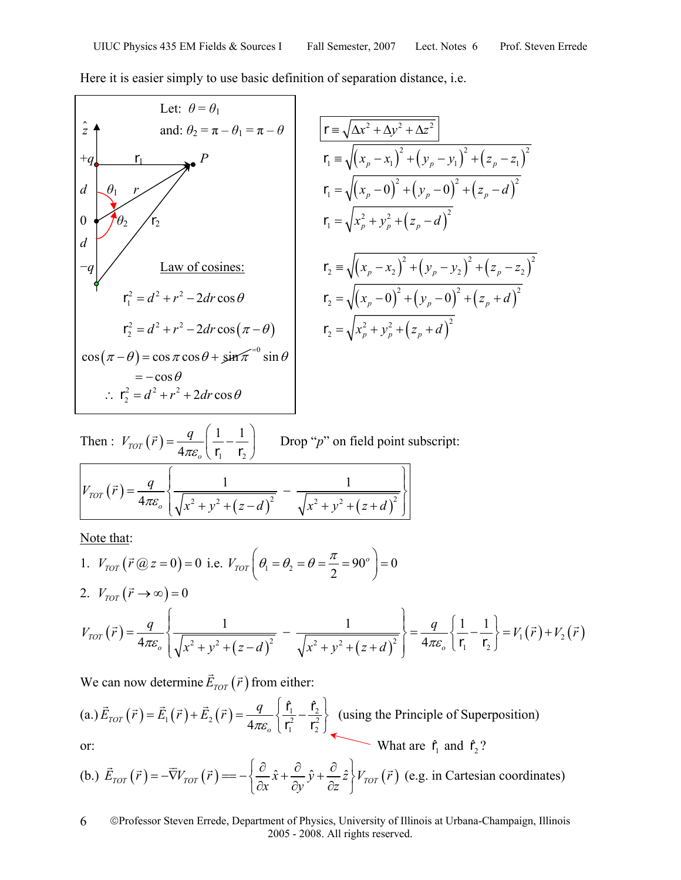Here it is easier simply to use basic definition of separation distance, i.e.

Let: $\theta = \theta_1$

and: $\theta_2 = \pi - \theta_1 = \pi - \theta$

Law of cosines:

$$\mathrm{r}_1^2 = d^2 + r^2 - 2dr\cos\theta$$

$$\mathrm{r}_2^2 = d^2 + r^2 - 2dr\cos(\pi - \theta)$$

$$\cos(\pi - \theta) = \cos\pi\cos\theta + \overset{=0}{\cancel{\sin\pi}}\sin\theta$$

$$= -\cos\theta$$

$$\therefore\ \mathrm{r}_2^2 = d^2 + r^2 + 2dr\cos\theta$$

$$\boxed{\mathrm{r} \equiv \sqrt{\Delta x^2 + \Delta y^2 + \Delta z^2}}$$

$$\mathrm{r}_1 \equiv \sqrt{(x_p - x_1)^2 + (y_p - y_1)^2 + (z_p - z_1)^2}$$

$$\mathrm{r}_1 = \sqrt{(x_p - 0)^2 + (y_p - 0)^2 + (z_p - d)^2}$$

$$\mathrm{r}_1 = \sqrt{x_p^2 + y_p^2 + (z_p - d)^2}$$

$$\mathrm{r}_2 \equiv \sqrt{(x_p - x_2)^2 + (y_p - y_2)^2 + (z_p - z_2)^2}$$

$$\mathrm{r}_2 = \sqrt{(x_p - 0)^2 + (y_p - 0)^2 + (z_p + d)^2}$$

$$\mathrm{r}_2 = \sqrt{x_p^2 + y_p^2 + (z_p + d)^2}$$

Then : $V_{TOT}(\vec{r}) = \dfrac{q}{4\pi\varepsilon_o}\left(\dfrac{1}{\mathrm{r}_1} - \dfrac{1}{\mathrm{r}_2}\right)$ Drop "$p$" on field point subscript:

$$\boxed{V_{TOT}(\vec{r}) = \frac{q}{4\pi\varepsilon_o}\left\{\frac{1}{\sqrt{x^2 + y^2 + (z-d)^2}} - \frac{1}{\sqrt{x^2 + y^2 + (z+d)^2}}\right\}}$$

Note that:

1. $V_{TOT}(\vec{r}\,@\,z = 0) = 0$ i.e. $V_{TOT}\left(\theta_1 = \theta_2 = \theta = \dfrac{\pi}{2} = 90^o\right) = 0$

2. $V_{TOT}(\vec{r} \to \infty) = 0$

$$V_{TOT}(\vec{r}) = \frac{q}{4\pi\varepsilon_o}\left\{\frac{1}{\sqrt{x^2 + y^2 + (z-d)^2}} - \frac{1}{\sqrt{x^2 + y^2 + (z+d)^2}}\right\} = \frac{q}{4\pi\varepsilon_o}\left\{\frac{1}{\mathrm{r}_1} - \frac{1}{\mathrm{r}_2}\right\} = V_1(\vec{r}) + V_2(\vec{r})$$

We can now determine $\vec{E}_{TOT}(\vec{r})$ from either:

(a.) $\vec{E}_{TOT}(\vec{r}) = \vec{E}_1(\vec{r}) + \vec{E}_2(\vec{r}) = \dfrac{q}{4\pi\varepsilon_o}\left\{\dfrac{\hat{\mathrm{r}}_1}{\mathrm{r}_1^2} - \dfrac{\hat{\mathrm{r}}_2}{\mathrm{r}_2^2}\right\}$ (using the Principle of Superposition)

What are $\hat{\mathrm{r}}_1$ and $\hat{\mathrm{r}}_2$?

or:

(b.) $\vec{E}_{TOT}(\vec{r}) = -\vec{\nabla}V_{TOT}(\vec{r}) = -\left\{\dfrac{\partial}{\partial x}\hat{x} + \dfrac{\partial}{\partial y}\hat{y} + \dfrac{\partial}{\partial z}\hat{z}\right\}V_{TOT}(\vec{r})$ (e.g. in Cartesian coordinates)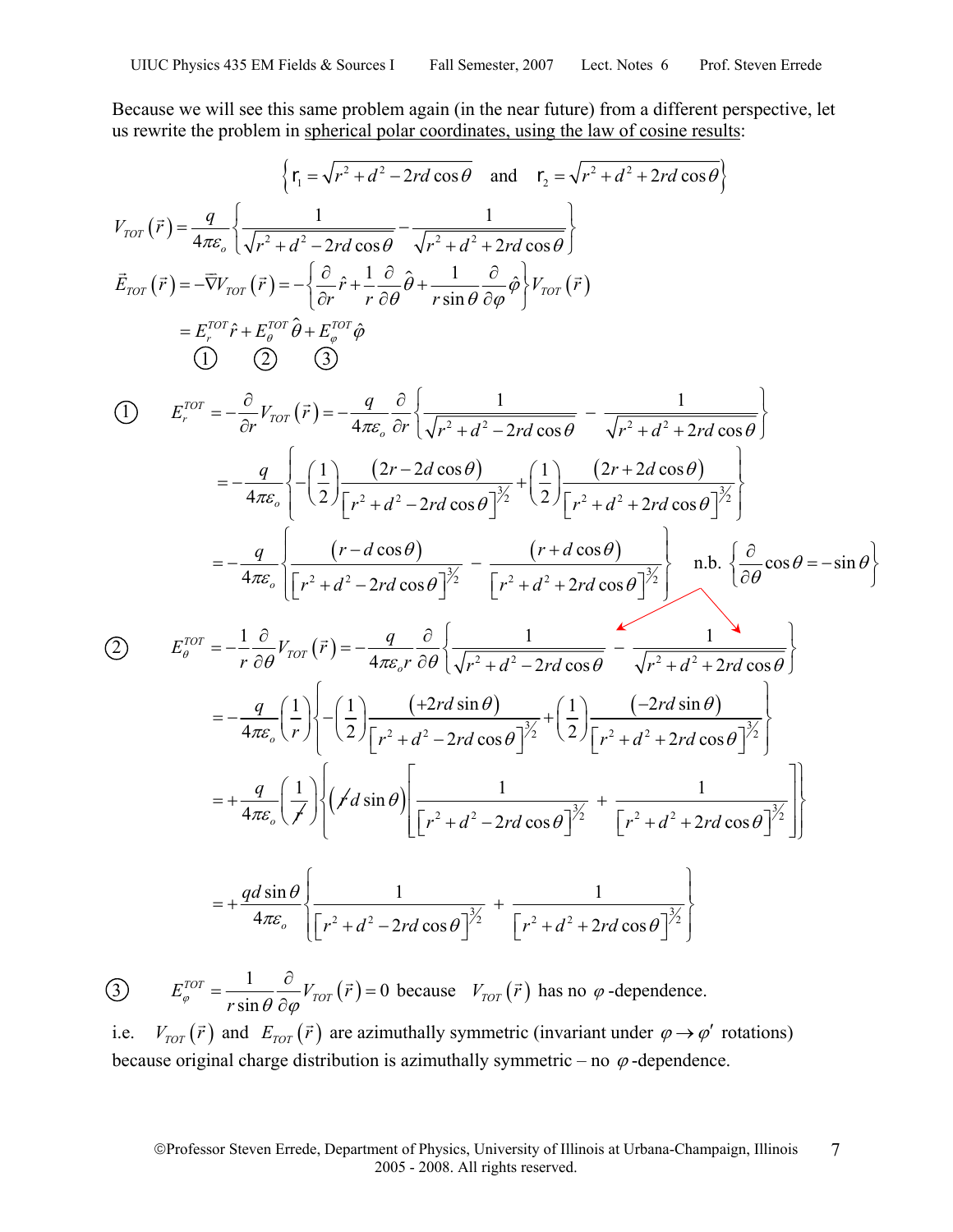Because we will see this same problem again (in the near future) from a different perspective, let us rewrite the problem in spherical polar coordinates, using the law of cosine results:

$$\left\{ \mathrm{r}_1 = \sqrt{r^2 + d^2 - 2rd\cos\theta} \quad \text{and} \quad \mathrm{r}_2 = \sqrt{r^2 + d^2 + 2rd\cos\theta} \right\}$$

$$V_{TOT}(\vec{r}) = \frac{q}{4\pi\varepsilon_o}\left\{ \frac{1}{\sqrt{r^2+d^2-2rd\cos\theta}} - \frac{1}{\sqrt{r^2+d^2+2rd\cos\theta}} \right\}$$

$$\vec{E}_{TOT}(\vec{r}) = -\vec{\nabla}V_{TOT}(\vec{r}) = -\left\{ \frac{\partial}{\partial r}\hat{r} + \frac{1}{r}\frac{\partial}{\partial \theta}\hat{\theta} + \frac{1}{r\sin\theta}\frac{\partial}{\partial\varphi}\hat{\varphi} \right\} V_{TOT}(\vec{r})$$

$$= \underset{①}{E_r^{TOT}\hat{r}} + \underset{②}{E_\theta^{TOT}\hat{\theta}} + \underset{③}{E_\varphi^{TOT}\hat{\varphi}}$$

① 

$$E_r^{TOT} = -\frac{\partial}{\partial r}V_{TOT}(\vec{r}) = -\frac{q}{4\pi\varepsilon_o}\frac{\partial}{\partial r}\left\{ \frac{1}{\sqrt{r^2+d^2-2rd\cos\theta}} - \frac{1}{\sqrt{r^2+d^2+2rd\cos\theta}} \right\}$$

$$= -\frac{q}{4\pi\varepsilon_o}\left\{ -\left(\frac{1}{2}\right)\frac{(2r-2d\cos\theta)}{\left[r^2+d^2-2rd\cos\theta\right]^{3/2}} + \left(\frac{1}{2}\right)\frac{(2r+2d\cos\theta)}{\left[r^2+d^2+2rd\cos\theta\right]^{3/2}} \right\}$$

$$= -\frac{q}{4\pi\varepsilon_o}\left\{ \frac{(r-d\cos\theta)}{\left[r^2+d^2-2rd\cos\theta\right]^{3/2}} - \frac{(r+d\cos\theta)}{\left[r^2+d^2+2rd\cos\theta\right]^{3/2}} \right\} \quad \text{n.b.} \left\{ \frac{\partial}{\partial\theta}\cos\theta = -\sin\theta \right\}$$

② 

$$E_\theta^{TOT} = -\frac{1}{r}\frac{\partial}{\partial\theta}V_{TOT}(\vec{r}) = -\frac{q}{4\pi\varepsilon_o r}\frac{\partial}{\partial\theta}\left\{ \frac{1}{\sqrt{r^2+d^2-2rd\cos\theta}} - \frac{1}{\sqrt{r^2+d^2+2rd\cos\theta}} \right\}$$

$$= -\frac{q}{4\pi\varepsilon_o}\left(\frac{1}{r}\right)\left\{ -\left(\frac{1}{2}\right)\frac{(+2rd\sin\theta)}{\left[r^2+d^2-2rd\cos\theta\right]^{3/2}} + \left(\frac{1}{2}\right)\frac{(-2rd\sin\theta)}{\left[r^2+d^2+2rd\cos\theta\right]^{3/2}} \right\}$$

$$= +\frac{q}{4\pi\varepsilon_o}\left(\frac{1}{\not r}\right)\left\{ (\not r d\sin\theta)\left[ \frac{1}{\left[r^2+d^2-2rd\cos\theta\right]^{3/2}} + \frac{1}{\left[r^2+d^2+2rd\cos\theta\right]^{3/2}} \right] \right\}$$

$$= +\frac{qd\sin\theta}{4\pi\varepsilon_o}\left\{ \frac{1}{\left[r^2+d^2-2rd\cos\theta\right]^{3/2}} + \frac{1}{\left[r^2+d^2+2rd\cos\theta\right]^{3/2}} \right\}$$

③ 

$$E_\varphi^{TOT} = \frac{1}{r\sin\theta}\frac{\partial}{\partial\varphi}V_{TOT}(\vec{r}) = 0 \text{ because } V_{TOT}(\vec{r}) \text{ has no } \varphi\text{-dependence.}$$

i.e. $V_{TOT}(\vec{r})$ and $E_{TOT}(\vec{r})$ are azimuthally symmetric (invariant under $\varphi \to \varphi'$ rotations) because original charge distribution is azimuthally symmetric – no $\varphi$-dependence.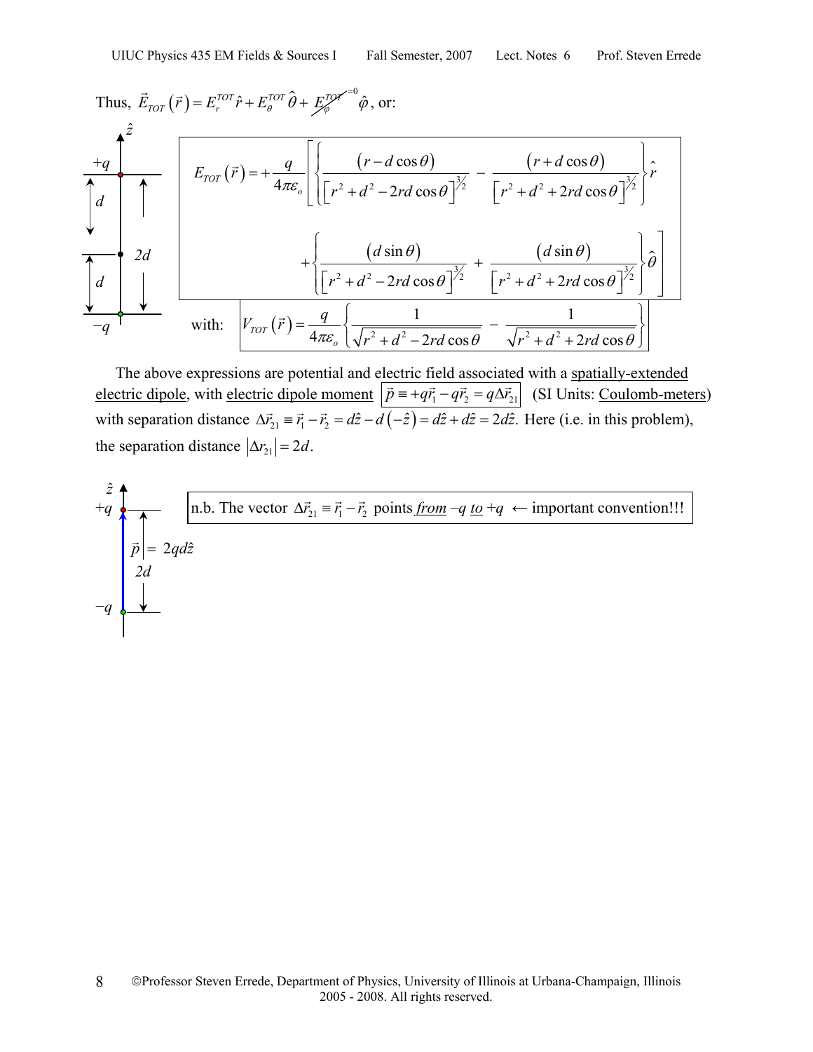Thus, $\vec{E}_{TOT}(\vec{r}) = E_r^{TOT}\hat{r} + E_\theta^{TOT}\hat{\theta} + \cancel{E_\varphi^{TOT}}^{=0}\hat{\varphi}$, or:

$$E_{TOT}(\vec{r}) = +\frac{q}{4\pi\varepsilon_o}\left[\left\{\frac{(r - d\cos\theta)}{\left[r^2 + d^2 - 2rd\cos\theta\right]^{3/2}} - \frac{(r + d\cos\theta)}{\left[r^2 + d^2 + 2rd\cos\theta\right]^{3/2}}\right\}\hat{r} + \left\{\frac{(d\sin\theta)}{\left[r^2 + d^2 - 2rd\cos\theta\right]^{3/2}} + \frac{(d\sin\theta)}{\left[r^2 + d^2 + 2rd\cos\theta\right]^{3/2}}\right\}\hat{\theta}\right]$$

with: $$V_{TOT}(\vec{r}) = \frac{q}{4\pi\varepsilon_o}\left\{\frac{1}{\sqrt{r^2 + d^2 - 2rd\cos\theta}} - \frac{1}{\sqrt{r^2 + d^2 + 2rd\cos\theta}}\right\}$$

The above expressions are potential and electric field associated with a spatially-extended electric dipole, with electric dipole moment $\vec{p} \equiv +q\vec{r}_1 - q\vec{r}_2 = q\Delta\vec{r}_{21}$ (SI Units: Coulomb-meters) with separation distance $\Delta\vec{r}_{21} \equiv \vec{r}_1 - \vec{r}_2 = d\hat{z} - d(-\hat{z}) = d\hat{z} + d\hat{z} = 2d\hat{z}$. Here (i.e. in this problem), the separation distance $|\Delta r_{21}| = 2d$.

$\vec{p} = 2qd\hat{z}$

n.b. The vector $\Delta\vec{r}_{21} \equiv \vec{r}_1 - \vec{r}_2$ points *from* $-q$ *to* $+q$ ← important convention!!!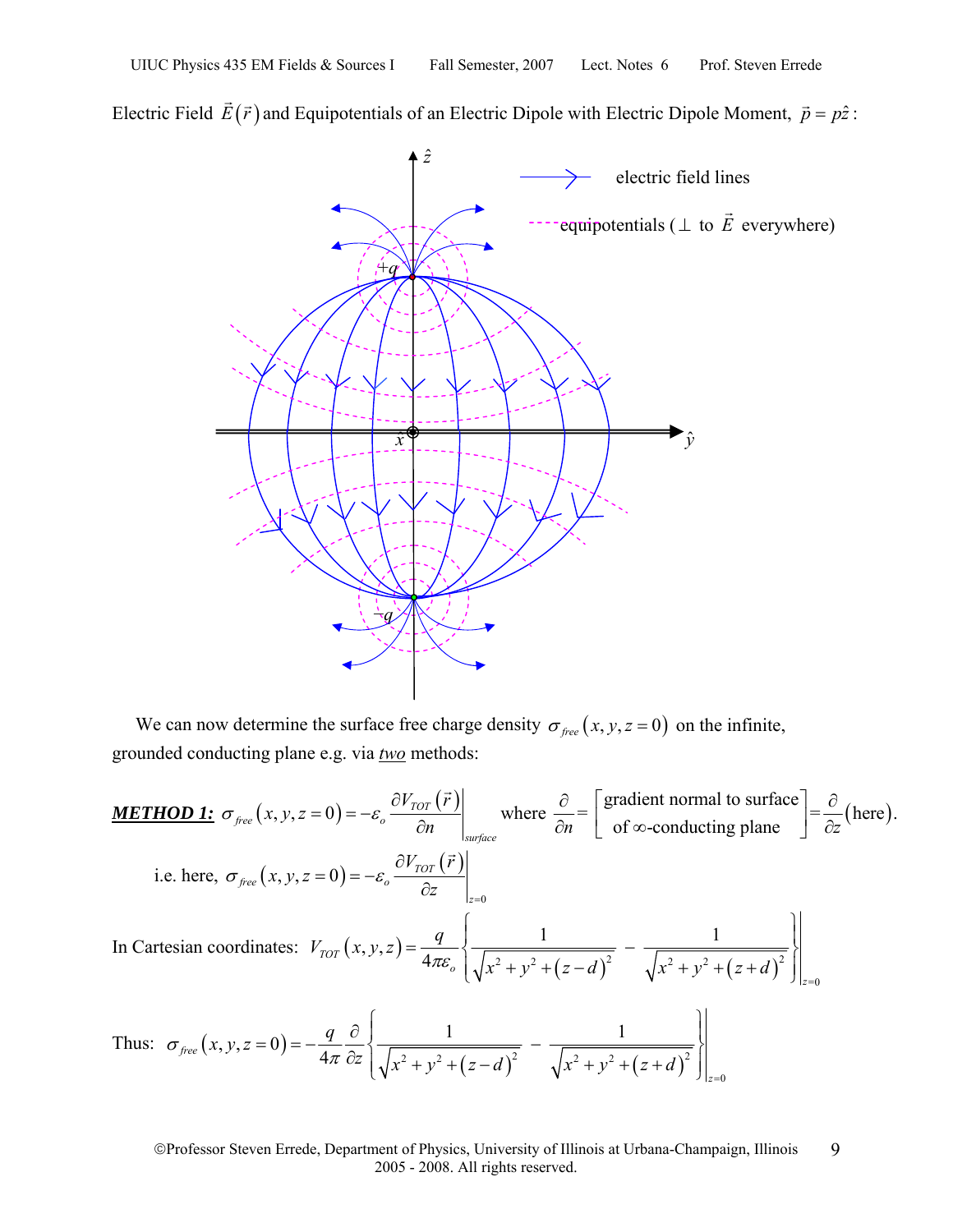Electric Field $\vec{E}(\vec{r})$ and Equipotentials of an Electric Dipole with Electric Dipole Moment, $\vec{p} = p\hat{z}$:

We can now determine the surface free charge density $\sigma_{free}(x, y, z = 0)$ on the infinite, grounded conducting plane e.g. via *two* methods:

***METHOD 1:*** $\sigma_{free}(x, y, z = 0) = -\varepsilon_o \left.\dfrac{\partial V_{TOT}(\vec{r})}{\partial n}\right|_{surface}$ where $\dfrac{\partial}{\partial n} = \left[\begin{array}{c}\text{gradient normal to surface} \\ \text{of } \infty\text{-conducting plane}\end{array}\right] = \dfrac{\partial}{\partial z}(\text{here})$.

i.e. here, $\sigma_{free}(x, y, z = 0) = -\varepsilon_o \left.\dfrac{\partial V_{TOT}(\vec{r})}{\partial z}\right|_{z=0}$

In Cartesian coordinates: $V_{TOT}(x, y, z) = \dfrac{q}{4\pi\varepsilon_o}\left.\left\{\dfrac{1}{\sqrt{x^2 + y^2 + (z-d)^2}} - \dfrac{1}{\sqrt{x^2 + y^2 + (z+d)^2}}\right\}\right|_{z=0}$

Thus: $\sigma_{free}(x, y, z = 0) = -\dfrac{q}{4\pi}\dfrac{\partial}{\partial z}\left.\left\{\dfrac{1}{\sqrt{x^2 + y^2 + (z-d)^2}} - \dfrac{1}{\sqrt{x^2 + y^2 + (z+d)^2}}\right\}\right|_{z=0}$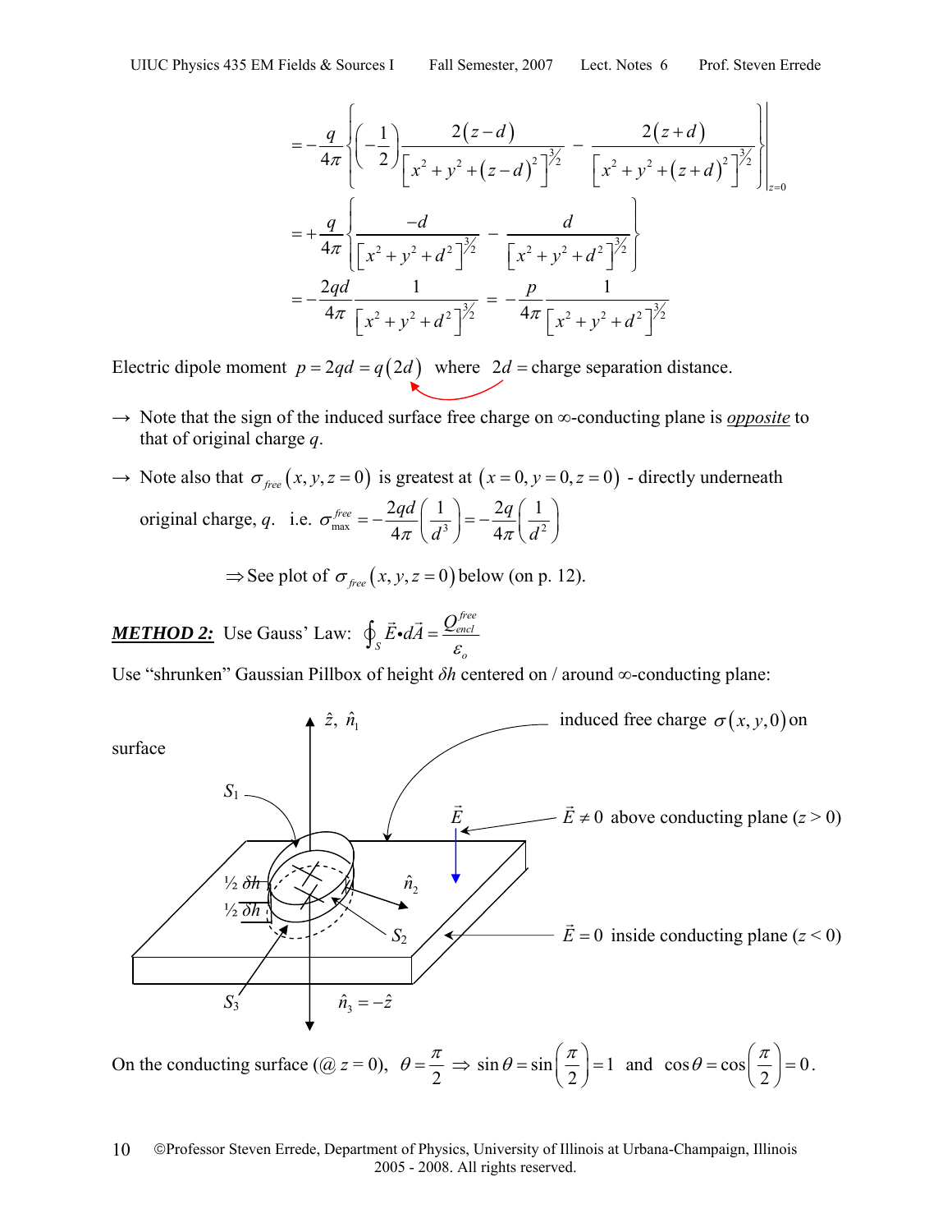$$= -\frac{q}{4\pi}\left\{\left(-\frac{1}{2}\right)\frac{2(z-d)}{\left[x^2+y^2+(z-d)^2\right]^{3/2}} - \frac{2(z+d)}{\left[x^2+y^2+(z+d)^2\right]^{3/2}}\right\}\Bigg|_{z=0}$$

$$= +\frac{q}{4\pi}\left\{\frac{-d}{\left[x^2+y^2+d^2\right]^{3/2}} - \frac{d}{\left[x^2+y^2+d^2\right]^{3/2}}\right\}$$

$$= -\frac{2qd}{4\pi}\frac{1}{\left[x^2+y^2+d^2\right]^{3/2}} = -\frac{p}{4\pi}\frac{1}{\left[x^2+y^2+d^2\right]^{3/2}}$$

Electric dipole moment $p = 2qd = q(2d)$ where $2d$ = charge separation distance.

→ Note that the sign of the induced surface free charge on ∞-conducting plane is ***opposite*** to that of original charge $q$.

→ Note also that $\sigma_{free}(x,y,z=0)$ is greatest at $(x=0,y=0,z=0)$ - directly underneath original charge, $q$. i.e. $\sigma_{\max}^{free} = -\frac{2qd}{4\pi}\left(\frac{1}{d^3}\right) = -\frac{2q}{4\pi}\left(\frac{1}{d^2}\right)$

⇒ See plot of $\sigma_{free}(x,y,z=0)$ below (on p. 12).

***METHOD 2:*** Use Gauss' Law: $\oint_S \vec{E}\cdot d\vec{A} = \frac{Q_{encl}^{free}}{\varepsilon_o}$

Use "shrunken" Gaussian Pillbox of height $\delta h$ centered on / around ∞-conducting plane:

[Figure: Gaussian pillbox with surfaces $S_1$ (top, normal $\hat{z}, \hat{n}_1$), $S_2$ (side, normal $\hat{n}_2$), $S_3$ (bottom, $\hat{n}_3 = -\hat{z}$), each half of height ½ $\delta h$ above and below the plane; labels: induced free charge $\sigma(x,y,0)$ on surface; $\vec{E} \neq 0$ above conducting plane ($z > 0$); $\vec{E} = 0$ inside conducting plane ($z < 0$)]

On the conducting surface (@ $z = 0$), $\theta = \frac{\pi}{2} \Rightarrow \sin\theta = \sin\left(\frac{\pi}{2}\right) = 1$ and $\cos\theta = \cos\left(\frac{\pi}{2}\right) = 0$.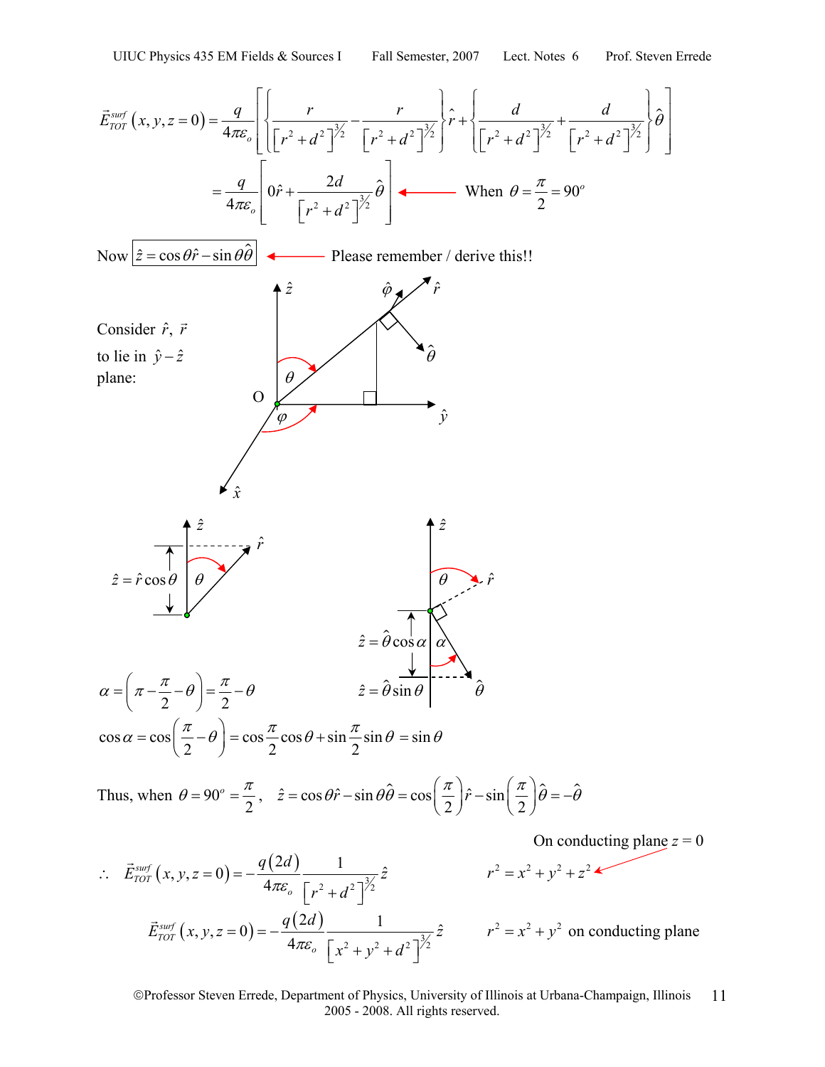$$\vec{E}_{TOT}^{surf}(x,y,z=0) = \frac{q}{4\pi\varepsilon_o}\left[\left\{\frac{r}{\left[r^2+d^2\right]^{3/2}} - \frac{r}{\left[r^2+d^2\right]^{3/2}}\right\}\hat{r} + \left\{\frac{d}{\left[r^2+d^2\right]^{3/2}} + \frac{d}{\left[r^2+d^2\right]^{3/2}}\right\}\hat{\theta}\right]$$

$$= \frac{q}{4\pi\varepsilon_o}\left[0\hat{r} + \frac{2d}{\left[r^2+d^2\right]^{3/2}}\hat{\theta}\right] \quad \longleftarrow \text{ When } \theta = \frac{\pi}{2} = 90^o$$

Now $\boxed{\hat{z} = \cos\theta\hat{r} - \sin\theta\hat{\theta}}$ ⟵ Please remember / derive this!!

Consider $\hat{r}$, $\vec{r}$ to lie in $\hat{y}-\hat{z}$ plane:

$\hat{z} = \hat{r}\cos\theta$

$\hat{z} = \hat{\theta}\cos\alpha$

$\hat{z} = \hat{\theta}\sin\theta$

$$\alpha = \left(\pi - \frac{\pi}{2} - \theta\right) = \frac{\pi}{2} - \theta$$

$$\cos\alpha = \cos\left(\frac{\pi}{2} - \theta\right) = \cos\frac{\pi}{2}\cos\theta + \sin\frac{\pi}{2}\sin\theta = \sin\theta$$

Thus, when $\theta = 90^o = \frac{\pi}{2}$, $\quad \hat{z} = \cos\theta\hat{r} - \sin\theta\hat{\theta} = \cos\left(\frac{\pi}{2}\right)\hat{r} - \sin\left(\frac{\pi}{2}\right)\hat{\theta} = -\hat{\theta}$

On conducting plane $z = 0$

$$\therefore \quad \vec{E}_{TOT}^{surf}(x,y,z=0) = -\frac{q(2d)}{4\pi\varepsilon_o}\frac{1}{\left[r^2+d^2\right]^{3/2}}\hat{z} \qquad r^2 = x^2 + y^2 + z^2$$

$$\vec{E}_{TOT}^{surf}(x,y,z=0) = -\frac{q(2d)}{4\pi\varepsilon_o}\frac{1}{\left[x^2+y^2+d^2\right]^{3/2}}\hat{z} \qquad r^2 = x^2 + y^2 \text{ on conducting plane}$$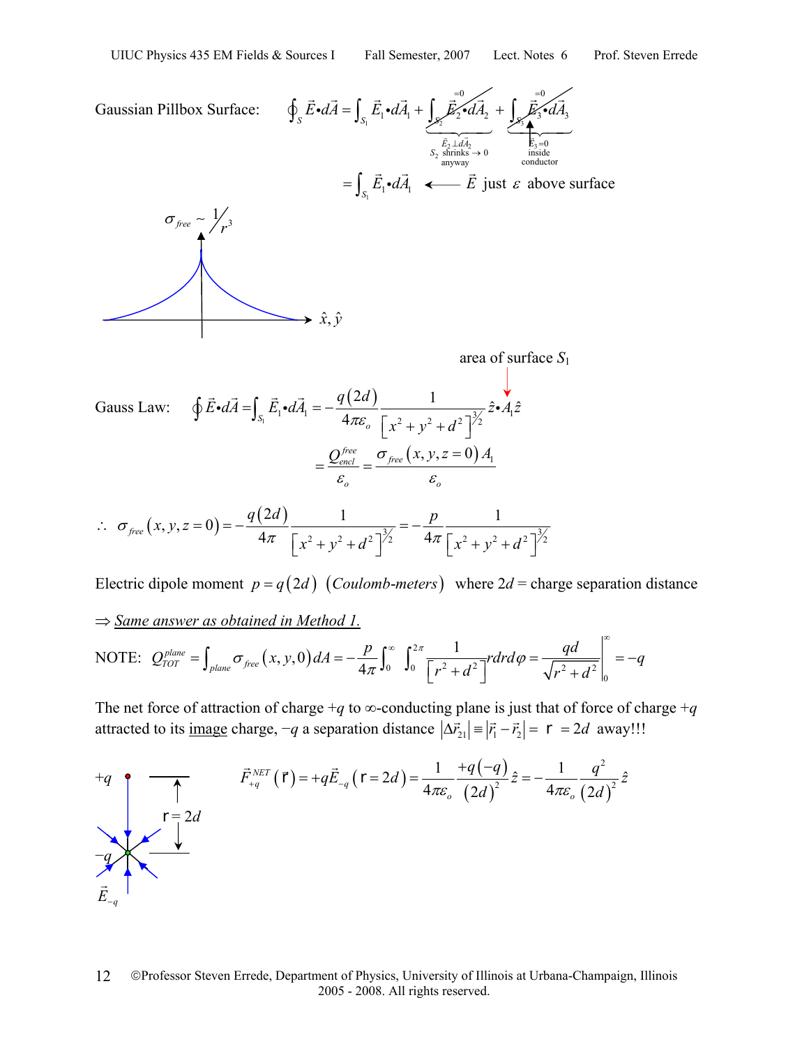Gaussian Pillbox Surface: $$\oint_S \vec{E}\bullet d\vec{A} = \int_{S_1} \vec{E}_1 \bullet d\vec{A}_1 + \underbrace{\cancel{\int_{S_2} \vec{E}_2 \bullet d\vec{A}_2}}_{\substack{\vec{E}_2 \perp d\vec{A}_2 \\ S_2 \text{ shrinks} \to 0 \\ \text{anyway}}}^{=0} + \underbrace{\cancel{\int_{S_3} \vec{E}_3 \bullet d\vec{A}_3}}_{\substack{\vec{E}_3 = 0 \\ \text{inside} \\ \text{conductor}}}^{=0}$$

$$= \int_{S_1} \vec{E}_1 \bullet d\vec{A}_1 \quad \longleftarrow \vec{E} \text{ just } \varepsilon \text{ above surface}$$

$\sigma_{free} \sim 1/r^3$

$\hat{x}, \hat{y}$

area of surface $S_1$

Gauss Law: $$\oint \vec{E}\bullet d\vec{A} = \int_{S_1} \vec{E}_1 \bullet d\vec{A}_1 = -\frac{q(2d)}{4\pi\varepsilon_o}\frac{1}{\left[x^2+y^2+d^2\right]^{3/2}}\hat{z}\bullet A_1\hat{z}$$

$$= \frac{Q_{encl}^{free}}{\varepsilon_o} = \frac{\sigma_{free}(x,y,z=0)A_1}{\varepsilon_o}$$

$$\therefore\ \sigma_{free}(x,y,z=0) = -\frac{q(2d)}{4\pi}\frac{1}{\left[x^2+y^2+d^2\right]^{3/2}} = -\frac{p}{4\pi}\frac{1}{\left[x^2+y^2+d^2\right]^{3/2}}$$

Electric dipole moment $p = q(2d)$ (*Coulomb-meters*) where $2d$ = charge separation distance

$\Rightarrow$ *Same answer as obtained in Method 1.*

NOTE: $$Q_{TOT}^{plane} = \int_{plane} \sigma_{free}(x,y,0)\,dA = -\frac{p}{4\pi}\int_0^\infty \int_0^{2\pi} \frac{1}{\left[r^2+d^2\right]^{3/2}} r\,dr\,d\varphi = \left.\frac{qd}{\sqrt{r^2+d^2}}\right|_0^\infty = -q$$

The net force of attraction of charge $+q$ to $\infty$-conducting plane is just that of force of charge $+q$ attracted to its image charge, $-q$ a separation distance $|\Delta\vec{r}_{21}| \equiv |\vec{r}_1 - \vec{r}_2| = \text{r} = 2d$ away!!!

$+q$, $-q$, $\text{r} = 2d$, $\vec{E}_{-q}$

$$\vec{F}_{+q}^{NET}(\text{r}) = +q\vec{E}_{-q}(\text{r} = 2d) = \frac{1}{4\pi\varepsilon_o}\frac{+q(-q)}{(2d)^2}\hat{z} = -\frac{1}{4\pi\varepsilon_o}\frac{q^2}{(2d)^2}\hat{z}$$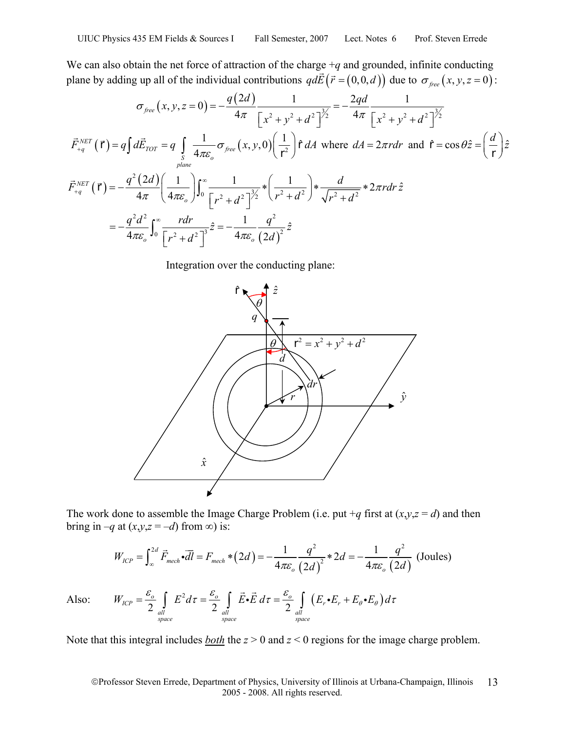We can also obtain the net force of attraction of the charge $+q$ and grounded, infinite conducting plane by adding up all of the individual contributions $qd\vec{E}(\vec{r}=(0,0,d))$ due to $\sigma_{free}(x,y,z=0)$:

$$\sigma_{free}(x,y,z=0) = -\frac{q(2d)}{4\pi}\frac{1}{\left[x^2+y^2+d^2\right]^{3/2}} = -\frac{2qd}{4\pi}\frac{1}{\left[x^2+y^2+d^2\right]^{3/2}}$$

$$\vec{F}_{+q}^{NET}(\mathrm{r}) = q\int d\vec{E}_{TOT} = q\int_{\substack{S\\plane}} \frac{1}{4\pi\varepsilon_o}\sigma_{free}(x,y,0)\left(\frac{1}{\mathrm{r}^2}\right)\hat{\mathrm{r}}\,dA \text{ where } dA = 2\pi r dr \text{ and } \hat{\mathrm{r}} = \cos\theta\hat{z} = \left(\frac{d}{\mathrm{r}}\right)\hat{z}$$

$$\vec{F}_{+q}^{NET}(\mathrm{r}) = -\frac{q^2(2d)}{4\pi}\left(\frac{1}{4\pi\varepsilon_o}\right)\int_0^\infty \frac{1}{\left[r^2+d^2\right]^{3/2}} * \left(\frac{1}{r^2+d^2}\right) * \frac{d}{\sqrt{r^2+d^2}} * 2\pi r dr\,\hat{z}$$

$$= -\frac{q^2 d^2}{4\pi\varepsilon_o}\int_0^\infty \frac{r dr}{\left[r^2+d^2\right]^3}\hat{z} = -\frac{1}{4\pi\varepsilon_o}\frac{q^2}{(2d)^2}\hat{z}$$

Integration over the conducting plane:

The work done to assemble the Image Charge Problem (i.e. put $+q$ first at $(x,y,z=d)$ and then bring in $-q$ at $(x,y,z=-d)$ from $\infty$) is:

$$W_{ICP} = \int_\infty^{2d}\vec{F}_{mech}\cdot\vec{dl} = F_{mech}*(2d) = -\frac{1}{4\pi\varepsilon_o}\frac{q^2}{(2d)^2}*2d = -\frac{1}{4\pi\varepsilon_o}\frac{q^2}{(2d)} \text{ (Joules)}$$

Also: $$W_{ICP} = \frac{\varepsilon_o}{2}\int_{\substack{all\\space}} E^2 d\tau = \frac{\varepsilon_o}{2}\int_{\substack{all\\space}} \vec{E}\cdot\vec{E}\,d\tau = \frac{\varepsilon_o}{2}\int_{\substack{all\\space}}\left(E_r\cdot E_r + E_\theta\cdot E_\theta\right)d\tau$$

Note that this integral includes ***both*** the $z > 0$ and $z < 0$ regions for the image charge problem.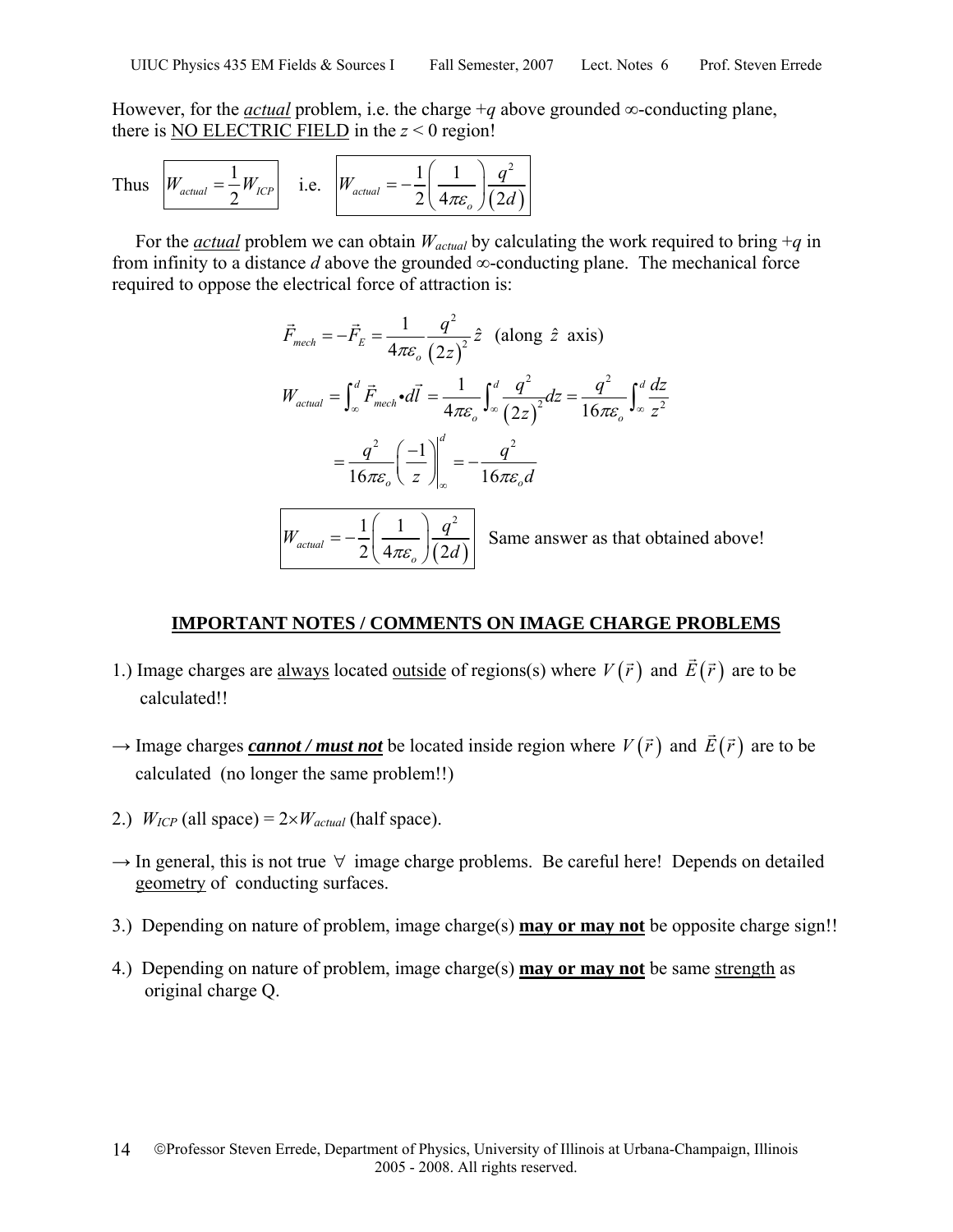However, for the ***actual*** problem, i.e. the charge $+q$ above grounded $\infty$-conducting plane, there is NO ELECTRIC FIELD in the $z < 0$ region!

Thus $\boxed{W_{actual} = \frac{1}{2} W_{ICP}}$ i.e. $\boxed{W_{actual} = -\frac{1}{2}\left(\frac{1}{4\pi\varepsilon_o}\right)\frac{q^2}{(2d)}}$

For the ***actual*** problem we can obtain $W_{actual}$ by calculating the work required to bring $+q$ in from infinity to a distance $d$ above the grounded $\infty$-conducting plane. The mechanical force required to oppose the electrical force of attraction is:

$$\vec{F}_{mech} = -\vec{F}_E = \frac{1}{4\pi\varepsilon_o}\frac{q^2}{(2z)^2}\hat{z} \quad \text{(along } \hat{z} \text{ axis)}$$

$$W_{actual} = \int_\infty^d \vec{F}_{mech} \bullet d\vec{l} = \frac{1}{4\pi\varepsilon_o}\int_\infty^d \frac{q^2}{(2z)^2}dz = \frac{q^2}{16\pi\varepsilon_o}\int_\infty^d \frac{dz}{z^2}$$

$$= \frac{q^2}{16\pi\varepsilon_o}\left(\frac{-1}{z}\right)\bigg|_\infty^d = -\frac{q^2}{16\pi\varepsilon_o d}$$

$$\boxed{W_{actual} = -\frac{1}{2}\left(\frac{1}{4\pi\varepsilon_o}\right)\frac{q^2}{(2d)}} \quad \text{Same answer as that obtained above!}$$

## IMPORTANT NOTES / COMMENTS ON IMAGE CHARGE PROBLEMS

1.) Image charges are always located outside of regions(s) where $V(\vec{r})$ and $\vec{E}(\vec{r})$ are to be calculated!!

→ Image charges ***cannot / must not*** be located inside region where $V(\vec{r})$ and $\vec{E}(\vec{r})$ are to be calculated (no longer the same problem!!)

2.) $W_{ICP}$ (all space) = $2\times W_{actual}$ (half space).

→ In general, this is not true $\forall$ image charge problems. Be careful here! Depends on detailed geometry of conducting surfaces.

3.) Depending on nature of problem, image charge(s) **may or may not** be opposite charge sign!!

4.) Depending on nature of problem, image charge(s) **may or may not** be same strength as original charge Q.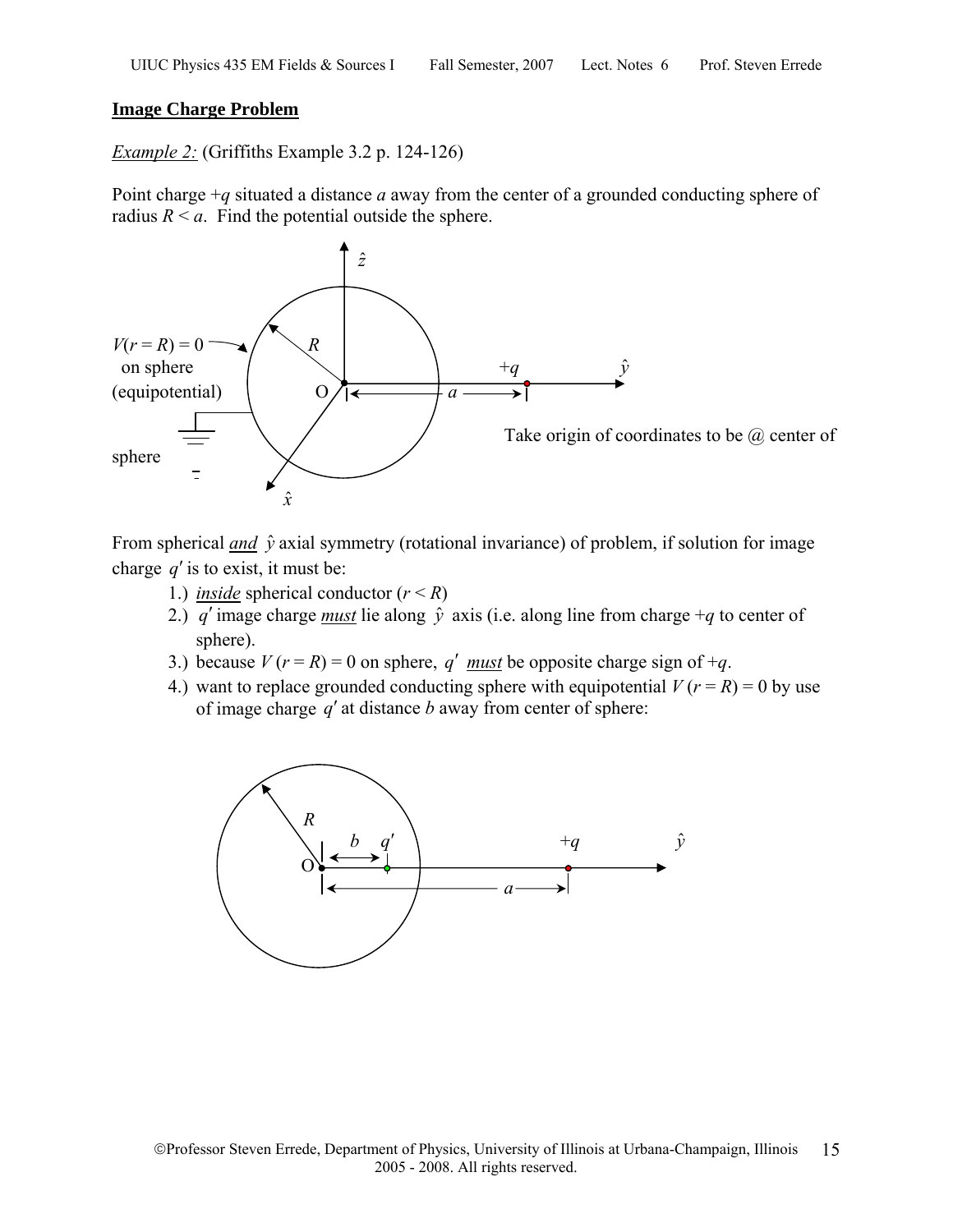**Image Charge Problem**

*Example 2:* (Griffiths Example 3.2 p. 124-126)

Point charge $+q$ situated a distance $a$ away from the center of a grounded conducting sphere of radius $R < a$. Find the potential outside the sphere.

$V(r = R) = 0$ on sphere (equipotential)

Take origin of coordinates to be @ center of sphere

From spherical ***and*** $\hat{y}$ axial symmetry (rotational invariance) of problem, if solution for image charge $q'$ is to exist, it must be:

1.) ***inside*** spherical conductor ($r < R$)
2.) $q'$ image charge ***must*** lie along $\hat{y}$ axis (i.e. along line from charge $+q$ to center of sphere).
3.) because $V(r = R) = 0$ on sphere, $q'$ ***must*** be opposite charge sign of $+q$.
4.) want to replace grounded conducting sphere with equipotential $V(r = R) = 0$ by use of image charge $q'$ at distance $b$ away from center of sphere: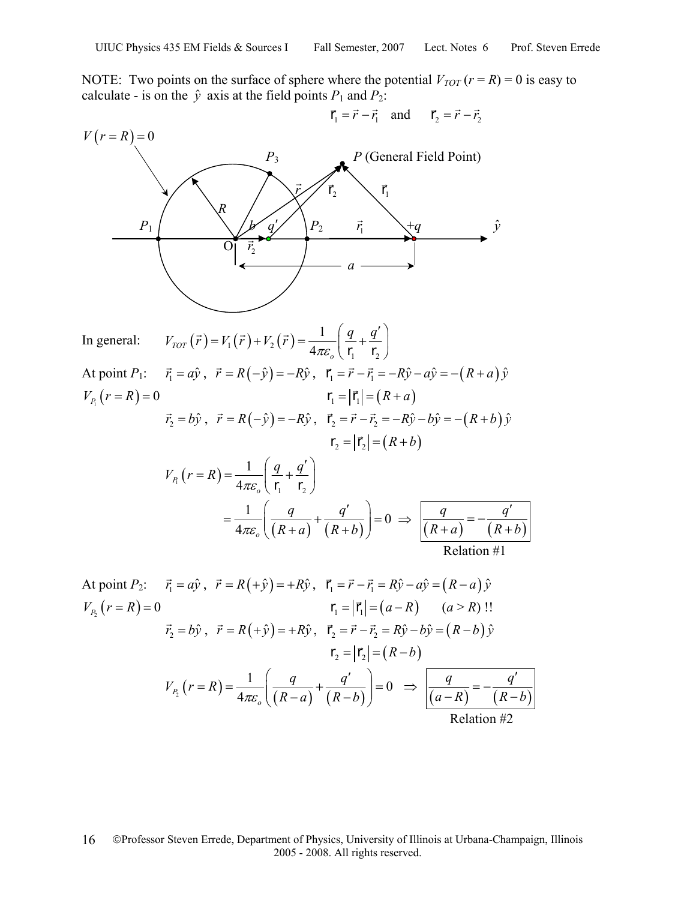NOTE: Two points on the surface of sphere where the potential $V_{TOT}(r = R) = 0$ is easy to calculate - is on the $\hat{y}$ axis at the field points $P_1$ and $P_2$:

$$\vec{\mathfrak{r}}_1 = \vec{r} - \vec{r}_1 \quad \text{and} \quad \vec{\mathfrak{r}}_2 = \vec{r} - \vec{r}_2$$

In general: $\quad V_{TOT}(\vec{r}) = V_1(\vec{r}) + V_2(\vec{r}) = \dfrac{1}{4\pi\varepsilon_o}\left(\dfrac{q}{\mathfrak{r}_1} + \dfrac{q'}{\mathfrak{r}_2}\right)$

At point $P_1$: $\quad \vec{r}_1 = a\hat{y}$, $\vec{r} = R(-\hat{y}) = -R\hat{y}$, $\vec{\mathfrak{r}}_1 = \vec{r} - \vec{r}_1 = -R\hat{y} - a\hat{y} = -(R+a)\hat{y}$

$V_{P_1}(r = R) = 0 \qquad \mathfrak{r}_1 = |\vec{\mathfrak{r}}_1| = (R+a)$

$\vec{r}_2 = b\hat{y}$, $\vec{r} = R(-\hat{y}) = -R\hat{y}$, $\vec{\mathfrak{r}}_2 = \vec{r} - \vec{r}_2 = -R\hat{y} - b\hat{y} = -(R+b)\hat{y}$

$\mathfrak{r}_2 = |\vec{\mathfrak{r}}_2| = (R+b)$

$$V_{P_1}(r = R) = \frac{1}{4\pi\varepsilon_o}\left(\frac{q}{\mathfrak{r}_1} + \frac{q'}{\mathfrak{r}_2}\right)$$

$$= \frac{1}{4\pi\varepsilon_o}\left(\frac{q}{(R+a)} + \frac{q'}{(R+b)}\right) = 0 \;\Rightarrow\; \boxed{\frac{q}{(R+a)} = -\frac{q'}{(R+b)}}$$

Relation #1

At point $P_2$: $\quad \vec{r}_1 = a\hat{y}$, $\vec{r} = R(+\hat{y}) = +R\hat{y}$, $\vec{\mathfrak{r}}_1 = \vec{r} - \vec{r}_1 = R\hat{y} - a\hat{y} = (R-a)\hat{y}$

$V_{P_2}(r = R) = 0 \qquad \mathfrak{r}_1 = |\vec{\mathfrak{r}}_1| = (a-R) \qquad (a > R)$ !!

$\vec{r}_2 = b\hat{y}$, $\vec{r} = R(+\hat{y}) = +R\hat{y}$, $\vec{\mathfrak{r}}_2 = \vec{r} - \vec{r}_2 = R\hat{y} - b\hat{y} = (R-b)\hat{y}$

$\mathfrak{r}_2 = |\vec{\mathfrak{r}}_2| = (R-b)$

$$V_{P_2}(r = R) = \frac{1}{4\pi\varepsilon_o}\left(\frac{q}{(R-a)} + \frac{q'}{(R-b)}\right) = 0 \;\Rightarrow\; \boxed{\frac{q}{(a-R)} = -\frac{q'}{(R-b)}}$$

Relation #2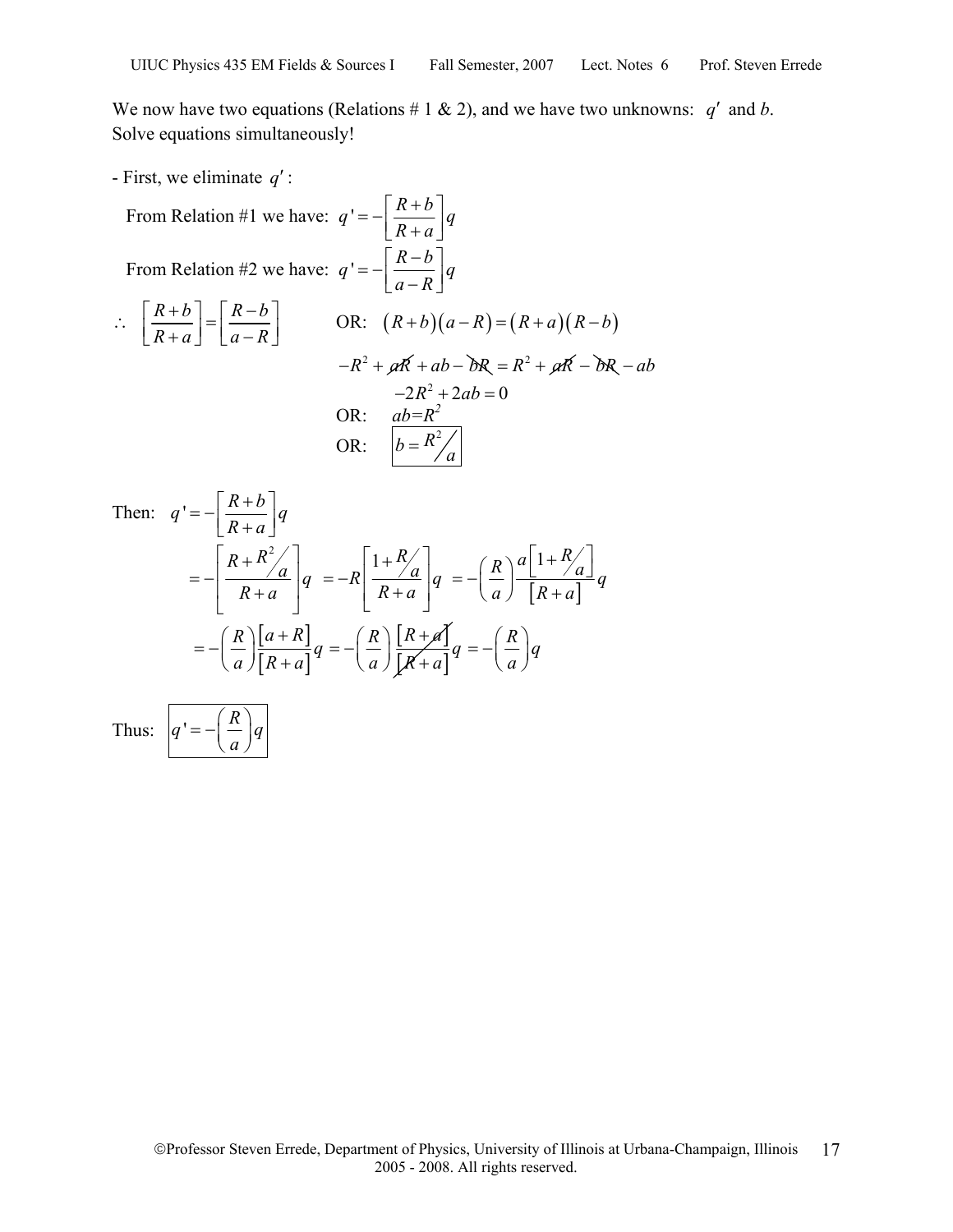We now have two equations (Relations # 1 & 2), and we have two unknowns: $q'$ and $b$. Solve equations simultaneously!

- First, we eliminate $q'$:

From Relation #1 we have: $q' = -\left[\dfrac{R+b}{R+a}\right]q$

From Relation #2 we have: $q' = -\left[\dfrac{R-b}{a-R}\right]q$

$\therefore \quad \left[\dfrac{R+b}{R+a}\right] = \left[\dfrac{R-b}{a-R}\right] \qquad$ OR: $\quad (R+b)(a-R) = (R+a)(R-b)$

$$-R^2 + \cancel{aR} + ab - \cancel{bR} = R^2 + \cancel{aR} - \cancel{bR} - ab$$

$$-2R^2 + 2ab = 0$$

OR: $\quad ab = R^2$

OR: $\quad \boxed{b = R^2/a}$

Then: $\quad q' = -\left[\dfrac{R+b}{R+a}\right]q$

$$= -\left[\frac{R + R^2/a}{R+a}\right]q = -R\left[\frac{1+R/a}{R+a}\right]q = -\left(\frac{R}{a}\right)\frac{a\left[1+R/a\right]}{\left[R+a\right]}q$$

$$= -\left(\frac{R}{a}\right)\frac{\left[a+R\right]}{\left[R+a\right]}q = -\left(\frac{R}{a}\right)\frac{\cancel{\left[R+a\right]}}{\cancel{\left[R+a\right]}}q = -\left(\frac{R}{a}\right)q$$

Thus: $\quad \boxed{q' = -\left(\dfrac{R}{a}\right)q}$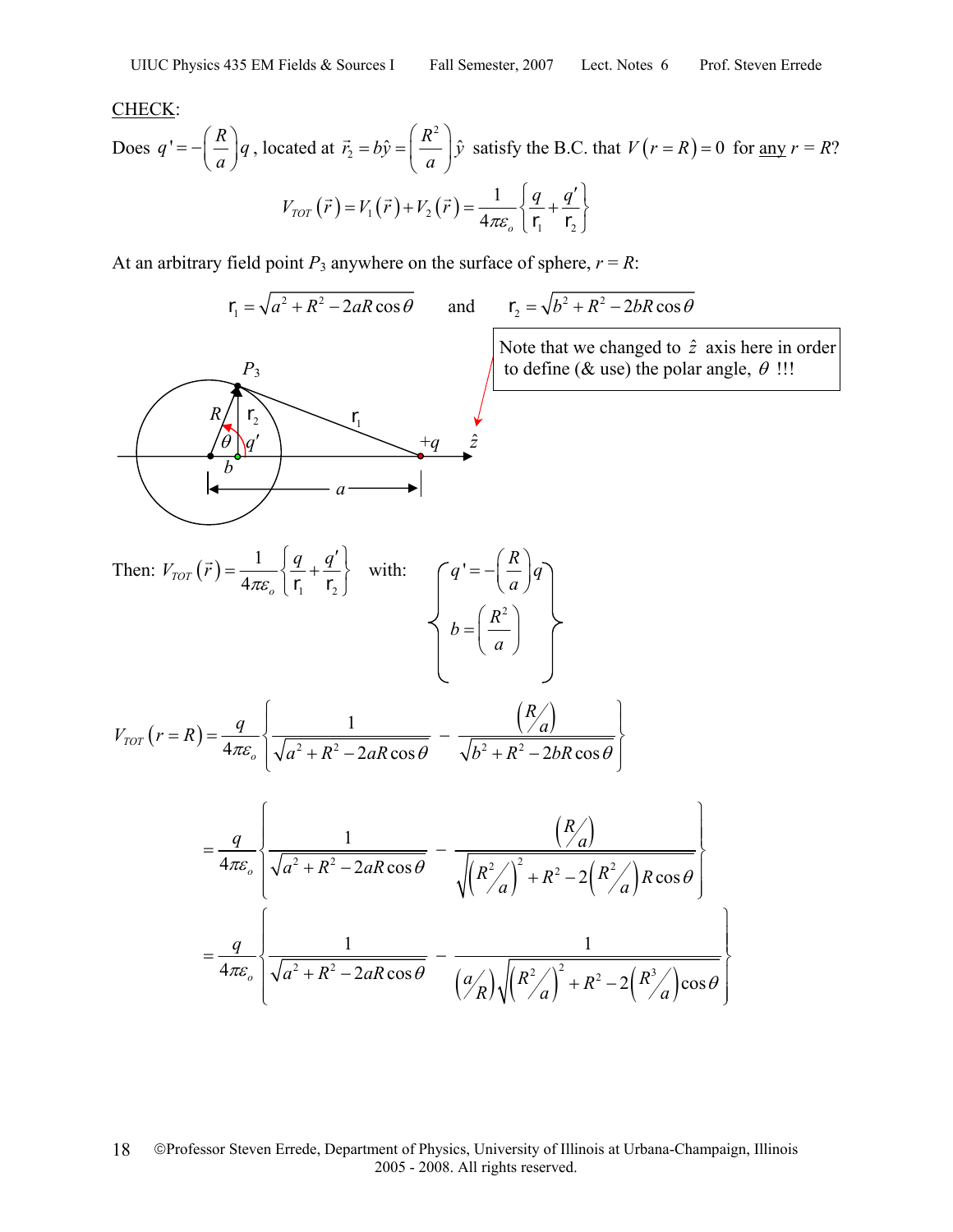<u>CHECK</u>:

Does $q' = -\left(\frac{R}{a}\right)q$, located at $\vec{r}_2 = b\hat{y} = \left(\frac{R^2}{a}\right)\hat{y}$ satisfy the B.C. that $V(r=R) = 0$ for <u>any</u> $r = R$?

$$V_{TOT}(\vec{r}) = V_1(\vec{r}) + V_2(\vec{r}) = \frac{1}{4\pi\varepsilon_o}\left\{\frac{q}{\mathsf{r}_1} + \frac{q'}{\mathsf{r}_2}\right\}$$

At an arbitrary field point $P_3$ anywhere on the surface of sphere, $r = R$:

$$\mathsf{r}_1 = \sqrt{a^2 + R^2 - 2aR\cos\theta} \qquad \text{and} \qquad \mathsf{r}_2 = \sqrt{b^2 + R^2 - 2bR\cos\theta}$$

Note that we changed to $\hat{z}$ axis here in order to define (& use) the polar angle, $\theta$ !!!

Then: $V_{TOT}(\vec{r}) = \frac{1}{4\pi\varepsilon_o}\left\{\frac{q}{\mathsf{r}_1} + \frac{q'}{\mathsf{r}_2}\right\}$ with: $\left\{ q' = -\left(\frac{R}{a}\right)q, \quad b = \left(\frac{R^2}{a}\right) \right\}$

$$V_{TOT}(r=R) = \frac{q}{4\pi\varepsilon_o}\left\{\frac{1}{\sqrt{a^2+R^2-2aR\cos\theta}} - \frac{\left(R/a\right)}{\sqrt{b^2+R^2-2bR\cos\theta}}\right\}$$

$$= \frac{q}{4\pi\varepsilon_o}\left\{\frac{1}{\sqrt{a^2+R^2-2aR\cos\theta}} - \frac{\left(R/a\right)}{\sqrt{\left(R^2/a\right)^2+R^2-2\left(R^2/a\right)R\cos\theta}}\right\}$$

$$= \frac{q}{4\pi\varepsilon_o}\left\{\frac{1}{\sqrt{a^2+R^2-2aR\cos\theta}} - \frac{1}{\left(a/R\right)\sqrt{\left(R^2/a\right)^2+R^2-2\left(R^3/a\right)\cos\theta}}\right\}$$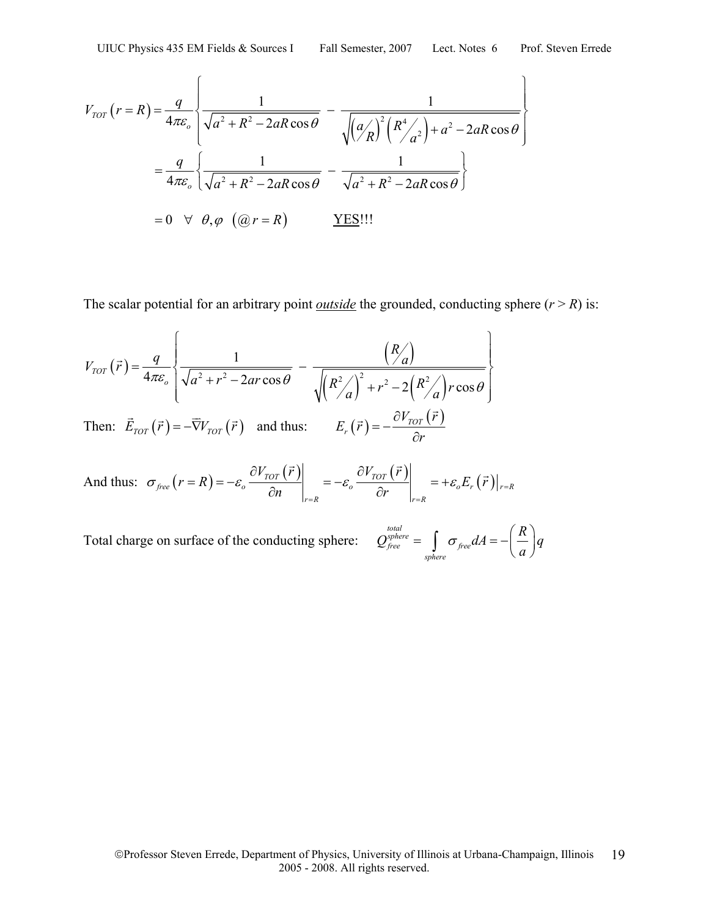$$V_{TOT}(r=R) = \frac{q}{4\pi\varepsilon_o}\left\{\frac{1}{\sqrt{a^2+R^2-2aR\cos\theta}} - \frac{1}{\sqrt{\left(a/R\right)^2\left(R^4/a^2\right)+a^2-2aR\cos\theta}}\right\}$$

$$= \frac{q}{4\pi\varepsilon_o}\left\{\frac{1}{\sqrt{a^2+R^2-2aR\cos\theta}} - \frac{1}{\sqrt{a^2+R^2-2aR\cos\theta}}\right\}$$

$$= 0 \quad \forall \;\; \theta,\varphi \;\; \left(@\, r=R\right) \qquad\qquad \underline{\text{YES}}!!!$$

The scalar potential for an arbitrary point ***outside*** the grounded, conducting sphere ($r > R$) is:

$$V_{TOT}(\vec{r}) = \frac{q}{4\pi\varepsilon_o}\left\{\frac{1}{\sqrt{a^2+r^2-2ar\cos\theta}} - \frac{\left(R/a\right)}{\sqrt{\left(R^2/a\right)^2+r^2-2\left(R^2/a\right)r\cos\theta}}\right\}$$

Then: $\vec{E}_{TOT}(\vec{r}) = -\vec{\nabla}V_{TOT}(\vec{r})$ and thus: $E_r(\vec{r}) = -\dfrac{\partial V_{TOT}(\vec{r})}{\partial r}$

And thus: $\sigma_{free}(r=R) = -\varepsilon_o \left.\dfrac{\partial V_{TOT}(\vec{r})}{\partial n}\right|_{r=R} = -\varepsilon_o \left.\dfrac{\partial V_{TOT}(\vec{r})}{\partial r}\right|_{r=R} = +\varepsilon_o E_r(\vec{r})\Big|_{r=R}$

Total charge on surface of the conducting sphere: $Q_{free}^{\substack{total\\sphere}} = \displaystyle\int_{sphere} \sigma_{free}\, dA = -\left(\frac{R}{a}\right)q$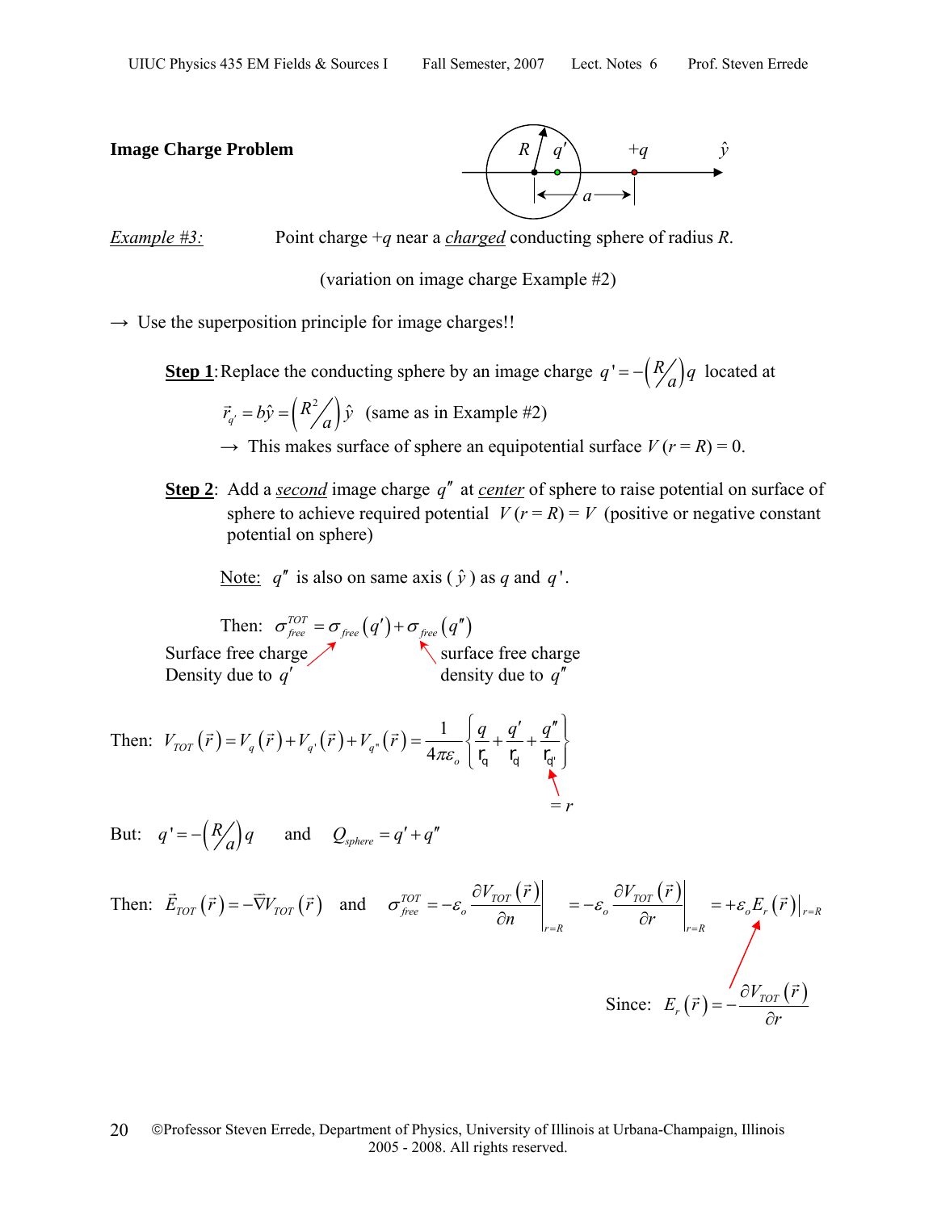**Image Charge Problem**

R  q′  +q  $\hat{y}$

a

*Example #3:* Point charge $+q$ near a *charged* conducting sphere of radius $R$.

(variation on image charge Example #2)

→ Use the superposition principle for image charges!!

**Step 1**: Replace the conducting sphere by an image charge $q' = -\left(\frac{R}{a}\right)q$ located at $\vec{r}_{q'} = b\hat{y} = \left(\frac{R^2}{a}\right)\hat{y}$ (same as in Example #2)

→ This makes surface of sphere an equipotential surface $V(r = R) = 0$.

**Step 2**: Add a *second* image charge $q''$ at *center* of sphere to raise potential on surface of sphere to achieve required potential $V(r = R) = V$ (positive or negative constant potential on sphere)

Note: $q''$ is also on same axis ($\hat{y}$) as $q$ and $q'$.

Then: $\sigma_{free}^{TOT} = \sigma_{free}(q') + \sigma_{free}(q'')$

Surface free charge Density due to $q'$ ; surface free charge density due to $q''$

Then: $$V_{TOT}(\vec{r}) = V_q(\vec{r}) + V_{q'}(\vec{r}) + V_{q''}(\vec{r}) = \frac{1}{4\pi\varepsilon_o}\left\{\frac{q}{\mathfrak{r}_q} + \frac{q'}{\mathfrak{r}_{q'}} + \frac{q''}{\mathfrak{r}_{q''}}\right\}$$

$\mathfrak{r}_{q''} = r$

But: $q' = -\left(\frac{R}{a}\right)q$ and $Q_{sphere} = q' + q''$

Then: $\vec{E}_{TOT}(\vec{r}) = -\vec{\nabla}V_{TOT}(\vec{r})$ and $$\sigma_{free}^{TOT} = -\varepsilon_o \left.\frac{\partial V_{TOT}(\vec{r})}{\partial n}\right|_{r=R} = -\varepsilon_o \left.\frac{\partial V_{TOT}(\vec{r})}{\partial r}\right|_{r=R} = +\varepsilon_o E_r(\vec{r})\Big|_{r=R}$$

Since: $E_r(\vec{r}) = -\frac{\partial V_{TOT}(\vec{r})}{\partial r}$